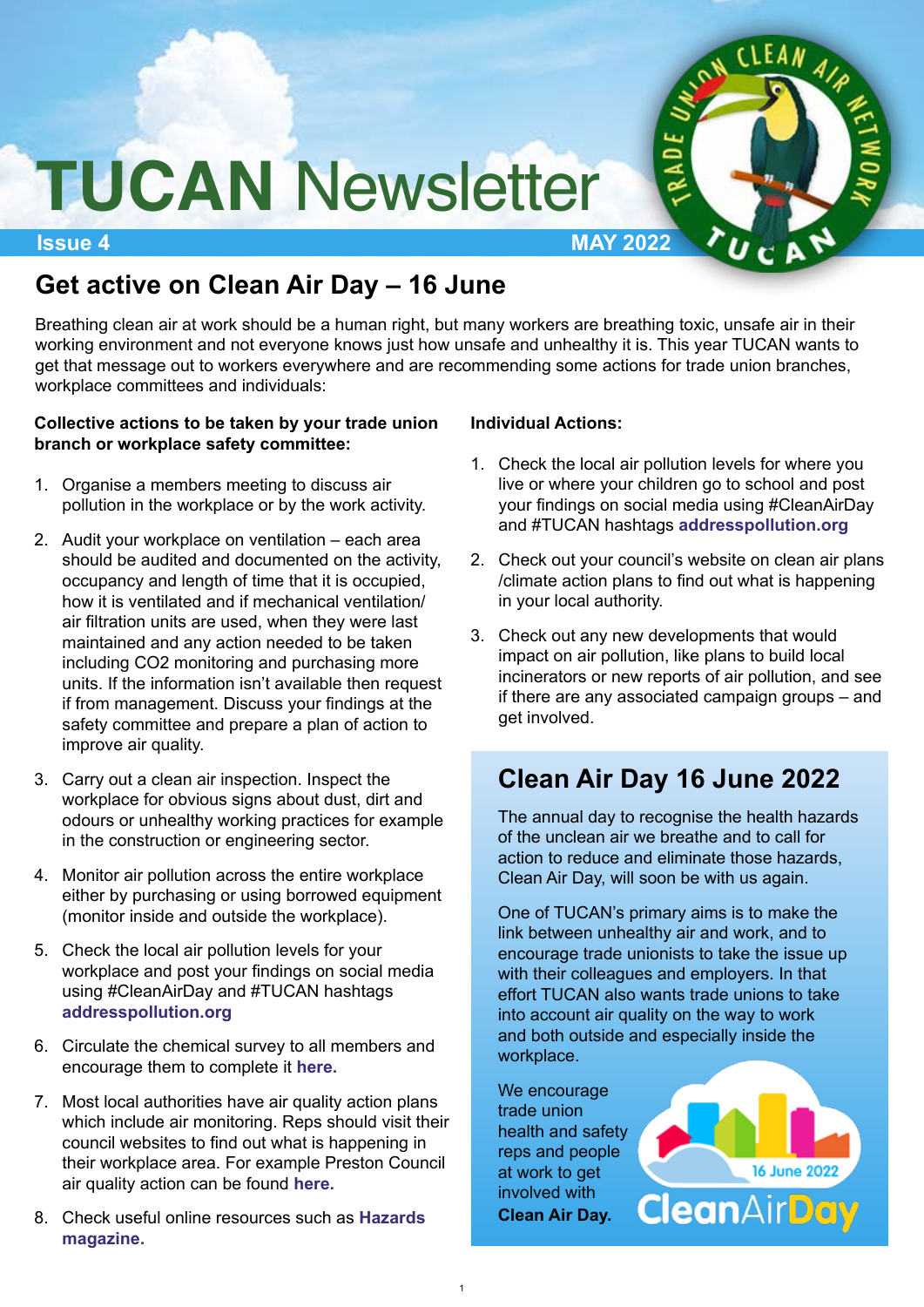# TUCAN Newsletter

**Issue 4** **MAY 2022**

## Get active on Clean Air Day – 16 June

Breathing clean air at work should be a human right, but many workers are breathing toxic, unsafe air in their working environment and not everyone knows just how unsafe and unhealthy it is. This year TUCAN wants to get that message out to workers everywhere and are recommending some actions for trade union branches, workplace committees and individuals:

**Collective actions to be taken by your trade union branch or workplace safety committee:**

1. Organise a members meeting to discuss air pollution in the workplace or by the work activity.
2. Audit your workplace on ventilation – each area should be audited and documented on the activity, occupancy and length of time that it is occupied, how it is ventilated and if mechanical ventilation/ air filtration units are used, when they were last maintained and any action needed to be taken including CO2 monitoring and purchasing more units. If the information isn't available then request if from management. Discuss your findings at the safety committee and prepare a plan of action to improve air quality.
3. Carry out a clean air inspection. Inspect the workplace for obvious signs about dust, dirt and odours or unhealthy working practices for example in the construction or engineering sector.
4. Monitor air pollution across the entire workplace either by purchasing or using borrowed equipment (monitor inside and outside the workplace).
5. Check the local air pollution levels for your workplace and post your findings on social media using #CleanAirDay and #TUCAN hashtags **addresspollution.org**
6. Circulate the chemical survey to all members and encourage them to complete it **here.**
7. Most local authorities have air quality action plans which include air monitoring. Reps should visit their council websites to find out what is happening in their workplace area. For example Preston Council air quality action can be found **here.**
8. Check useful online resources such as **Hazards magazine.**

**Individual Actions:**

1. Check the local air pollution levels for where you live or where your children go to school and post your findings on social media using #CleanAirDay and #TUCAN hashtags **addresspollution.org**
2. Check out your council's website on clean air plans /climate action plans to find out what is happening in your local authority.
3. Check out any new developments that would impact on air pollution, like plans to build local incinerators or new reports of air pollution, and see if there are any associated campaign groups – and get involved.

## Clean Air Day 16 June 2022

The annual day to recognise the health hazards of the unclean air we breathe and to call for action to reduce and eliminate those hazards, Clean Air Day, will soon be with us again.

One of TUCAN's primary aims is to make the link between unhealthy air and work, and to encourage trade unionists to take the issue up with their colleagues and employers. In that effort TUCAN also wants trade unions to take into account air quality on the way to work and both outside and especially inside the workplace.

We encourage trade union health and safety reps and people at work to get involved with **Clean Air Day.**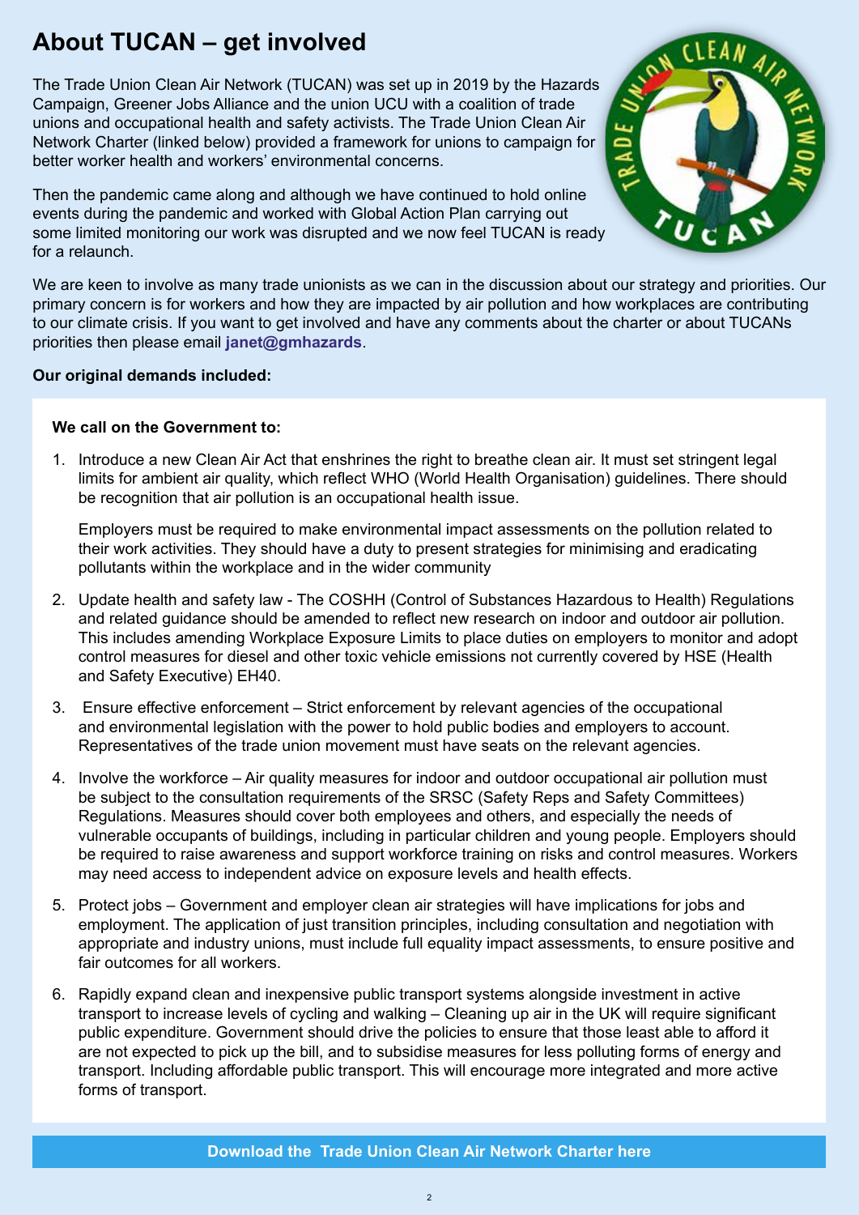# About TUCAN – get involved

The Trade Union Clean Air Network (TUCAN) was set up in 2019 by the Hazards Campaign, Greener Jobs Alliance and the union UCU with a coalition of trade unions and occupational health and safety activists. The Trade Union Clean Air Network Charter (linked below) provided a framework for unions to campaign for better worker health and workers' environmental concerns.

Then the pandemic came along and although we have continued to hold online events during the pandemic and worked with Global Action Plan carrying out some limited monitoring our work was disrupted and we now feel TUCAN is ready for a relaunch.

We are keen to involve as many trade unionists as we can in the discussion about our strategy and priorities. Our primary concern is for workers and how they are impacted by air pollution and how workplaces are contributing to our climate crisis. If you want to get involved and have any comments about the charter or about TUCANs priorities then please email **janet@gmhazards**.

**Our original demands included:**

**We call on the Government to:**

1. Introduce a new Clean Air Act that enshrines the right to breathe clean air. It must set stringent legal limits for ambient air quality, which reflect WHO (World Health Organisation) guidelines. There should be recognition that air pollution is an occupational health issue.

   Employers must be required to make environmental impact assessments on the pollution related to their work activities. They should have a duty to present strategies for minimising and eradicating pollutants within the workplace and in the wider community

2. Update health and safety law - The COSHH (Control of Substances Hazardous to Health) Regulations and related guidance should be amended to reflect new research on indoor and outdoor air pollution. This includes amending Workplace Exposure Limits to place duties on employers to monitor and adopt control measures for diesel and other toxic vehicle emissions not currently covered by HSE (Health and Safety Executive) EH40.

3. Ensure effective enforcement – Strict enforcement by relevant agencies of the occupational and environmental legislation with the power to hold public bodies and employers to account. Representatives of the trade union movement must have seats on the relevant agencies.

4. Involve the workforce – Air quality measures for indoor and outdoor occupational air pollution must be subject to the consultation requirements of the SRSC (Safety Reps and Safety Committees) Regulations. Measures should cover both employees and others, and especially the needs of vulnerable occupants of buildings, including in particular children and young people. Employers should be required to raise awareness and support workforce training on risks and control measures. Workers may need access to independent advice on exposure levels and health effects.

5. Protect jobs – Government and employer clean air strategies will have implications for jobs and employment. The application of just transition principles, including consultation and negotiation with appropriate and industry unions, must include full equality impact assessments, to ensure positive and fair outcomes for all workers.

6. Rapidly expand clean and inexpensive public transport systems alongside investment in active transport to increase levels of cycling and walking – Cleaning up air in the UK will require significant public expenditure. Government should drive the policies to ensure that those least able to afford it are not expected to pick up the bill, and to subsidise measures for less polluting forms of energy and transport. Including affordable public transport. This will encourage more integrated and more active forms of transport.

**Download the Trade Union Clean Air Network Charter here**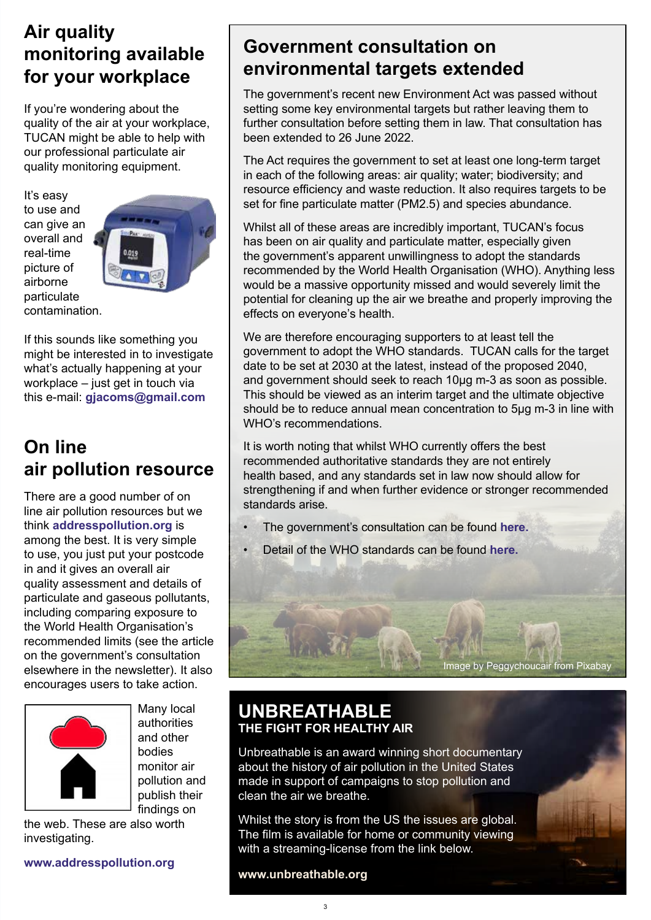## Air quality monitoring available for your workplace

If you're wondering about the quality of the air at your workplace, TUCAN might be able to help with our professional particulate air quality monitoring equipment.

It's easy to use and can give an overall and real-time picture of airborne particulate contamination.

If this sounds like something you might be interested in to investigate what's actually happening at your workplace – just get in touch via this e-mail: **gjacoms@gmail.com**

## On line air pollution resource

There are a good number of on line air pollution resources but we think **addresspollution.org** is among the best. It is very simple to use, you just put your postcode in and it gives an overall air quality assessment and details of particulate and gaseous pollutants, including comparing exposure to the World Health Organisation's recommended limits (see the article on the government's consultation elsewhere in the newsletter). It also encourages users to take action.

Many local authorities and other bodies monitor air pollution and publish their findings on the web. These are also worth investigating.

**www.addresspollution.org**

## Government consultation on environmental targets extended

The government's recent new Environment Act was passed without setting some key environmental targets but rather leaving them to further consultation before setting them in law. That consultation has been extended to 26 June 2022.

The Act requires the government to set at least one long-term target in each of the following areas: air quality; water; biodiversity; and resource efficiency and waste reduction. It also requires targets to be set for fine particulate matter (PM2.5) and species abundance.

Whilst all of these areas are incredibly important, TUCAN's focus has been on air quality and particulate matter, especially given the government's apparent unwillingness to adopt the standards recommended by the World Health Organisation (WHO). Anything less would be a massive opportunity missed and would severely limit the potential for cleaning up the air we breathe and properly improving the effects on everyone's health.

We are therefore encouraging supporters to at least tell the government to adopt the WHO standards. TUCAN calls for the target date to be set at 2030 at the latest, instead of the proposed 2040, and government should seek to reach 10µg m-3 as soon as possible. This should be viewed as an interim target and the ultimate objective should be to reduce annual mean concentration to 5µg m-3 in line with WHO's recommendations.

It is worth noting that whilst WHO currently offers the best recommended authoritative standards they are not entirely health based, and any standards set in law now should allow for strengthening if and when further evidence or stronger recommended standards arise.

- The government's consultation can be found **here.**
- Detail of the WHO standards can be found **here.**

Image by Peggychoucair from Pixabay

## UNBREATHABLE

**THE FIGHT FOR HEALTHY AIR**

Unbreathable is an award winning short documentary about the history of air pollution in the United States made in support of campaigns to stop pollution and clean the air we breathe.

Whilst the story is from the US the issues are global. The film is available for home or community viewing with a streaming-license from the link below.

**www.unbreathable.org**